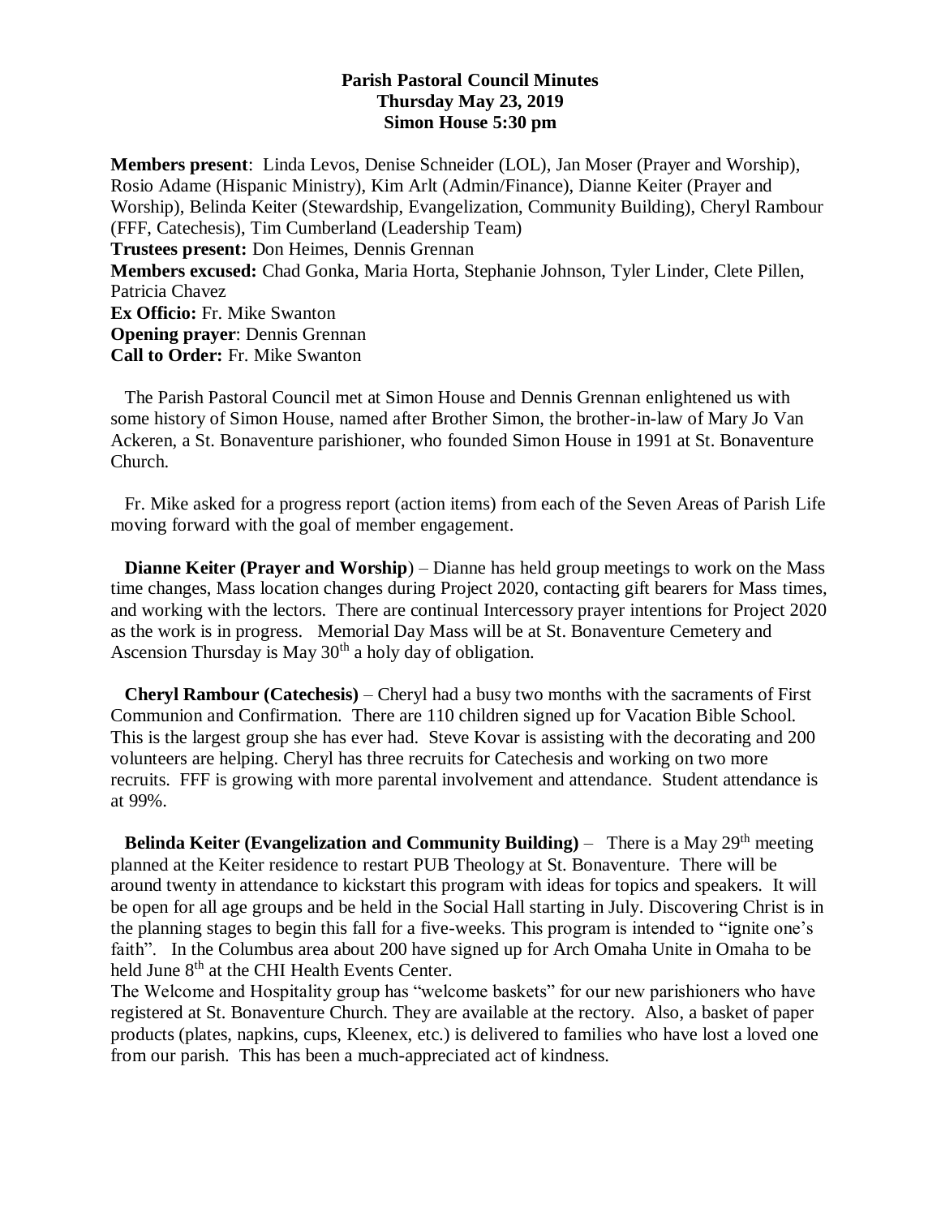**Parish Pastoral Council Minutes**
**Thursday May 23, 2019**
**Simon House 5:30 pm**

**Members present**: Linda Levos, Denise Schneider (LOL), Jan Moser (Prayer and Worship), Rosio Adame (Hispanic Ministry), Kim Arlt (Admin/Finance), Dianne Keiter (Prayer and Worship), Belinda Keiter (Stewardship, Evangelization, Community Building), Cheryl Rambour (FFF, Catechesis), Tim Cumberland (Leadership Team)
**Trustees present:** Don Heimes, Dennis Grennan
**Members excused:** Chad Gonka, Maria Horta, Stephanie Johnson, Tyler Linder, Clete Pillen, Patricia Chavez
**Ex Officio:** Fr. Mike Swanton
**Opening prayer**: Dennis Grennan
**Call to Order:** Fr. Mike Swanton

The Parish Pastoral Council met at Simon House and Dennis Grennan enlightened us with some history of Simon House, named after Brother Simon, the brother-in-law of Mary Jo Van Ackeren, a St. Bonaventure parishioner, who founded Simon House in 1991 at St. Bonaventure Church.

Fr. Mike asked for a progress report (action items) from each of the Seven Areas of Parish Life moving forward with the goal of member engagement.

**Dianne Keiter (Prayer and Worship**) – Dianne has held group meetings to work on the Mass time changes, Mass location changes during Project 2020, contacting gift bearers for Mass times, and working with the lectors. There are continual Intercessory prayer intentions for Project 2020 as the work is in progress. Memorial Day Mass will be at St. Bonaventure Cemetery and Ascension Thursday is May 30th a holy day of obligation.

**Cheryl Rambour (Catechesis)** – Cheryl had a busy two months with the sacraments of First Communion and Confirmation. There are 110 children signed up for Vacation Bible School. This is the largest group she has ever had. Steve Kovar is assisting with the decorating and 200 volunteers are helping. Cheryl has three recruits for Catechesis and working on two more recruits. FFF is growing with more parental involvement and attendance. Student attendance is at 99%.

**Belinda Keiter (Evangelization and Community Building)** – There is a May 29th meeting planned at the Keiter residence to restart PUB Theology at St. Bonaventure. There will be around twenty in attendance to kickstart this program with ideas for topics and speakers. It will be open for all age groups and be held in the Social Hall starting in July. Discovering Christ is in the planning stages to begin this fall for a five-weeks. This program is intended to "ignite one's faith". In the Columbus area about 200 have signed up for Arch Omaha Unite in Omaha to be held June 8th at the CHI Health Events Center.

The Welcome and Hospitality group has "welcome baskets" for our new parishioners who have registered at St. Bonaventure Church. They are available at the rectory. Also, a basket of paper products (plates, napkins, cups, Kleenex, etc.) is delivered to families who have lost a loved one from our parish. This has been a much-appreciated act of kindness.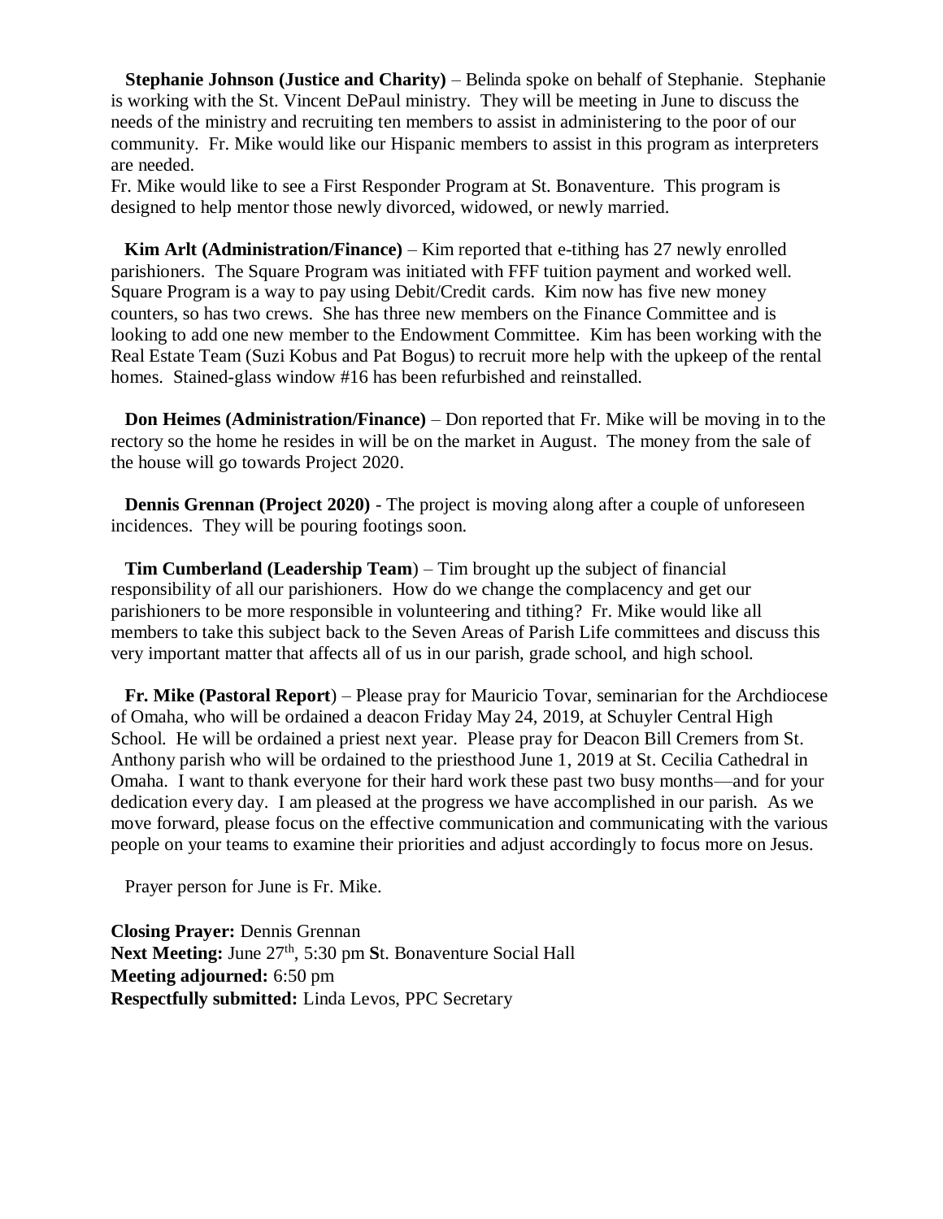**Stephanie Johnson (Justice and Charity)** – Belinda spoke on behalf of Stephanie. Stephanie is working with the St. Vincent DePaul ministry. They will be meeting in June to discuss the needs of the ministry and recruiting ten members to assist in administering to the poor of our community. Fr. Mike would like our Hispanic members to assist in this program as interpreters are needed.
Fr. Mike would like to see a First Responder Program at St. Bonaventure. This program is designed to help mentor those newly divorced, widowed, or newly married.

**Kim Arlt (Administration/Finance)** – Kim reported that e-tithing has 27 newly enrolled parishioners. The Square Program was initiated with FFF tuition payment and worked well. Square Program is a way to pay using Debit/Credit cards. Kim now has five new money counters, so has two crews. She has three new members on the Finance Committee and is looking to add one new member to the Endowment Committee. Kim has been working with the Real Estate Team (Suzi Kobus and Pat Bogus) to recruit more help with the upkeep of the rental homes. Stained-glass window #16 has been refurbished and reinstalled.

**Don Heimes (Administration/Finance)** – Don reported that Fr. Mike will be moving in to the rectory so the home he resides in will be on the market in August. The money from the sale of the house will go towards Project 2020.

**Dennis Grennan (Project 2020)** - The project is moving along after a couple of unforeseen incidences. They will be pouring footings soon.

**Tim Cumberland (Leadership Team)** – Tim brought up the subject of financial responsibility of all our parishioners. How do we change the complacency and get our parishioners to be more responsible in volunteering and tithing? Fr. Mike would like all members to take this subject back to the Seven Areas of Parish Life committees and discuss this very important matter that affects all of us in our parish, grade school, and high school.

**Fr. Mike (Pastoral Report)** – Please pray for Mauricio Tovar, seminarian for the Archdiocese of Omaha, who will be ordained a deacon Friday May 24, 2019, at Schuyler Central High School. He will be ordained a priest next year. Please pray for Deacon Bill Cremers from St. Anthony parish who will be ordained to the priesthood June 1, 2019 at St. Cecilia Cathedral in Omaha. I want to thank everyone for their hard work these past two busy months—and for your dedication every day. I am pleased at the progress we have accomplished in our parish. As we move forward, please focus on the effective communication and communicating with the various people on your teams to examine their priorities and adjust accordingly to focus more on Jesus.

Prayer person for June is Fr. Mike.

**Closing Prayer:** Dennis Grennan
**Next Meeting:** June 27th, 5:30 pm St. Bonaventure Social Hall
**Meeting adjourned:** 6:50 pm
**Respectfully submitted:** Linda Levos, PPC Secretary